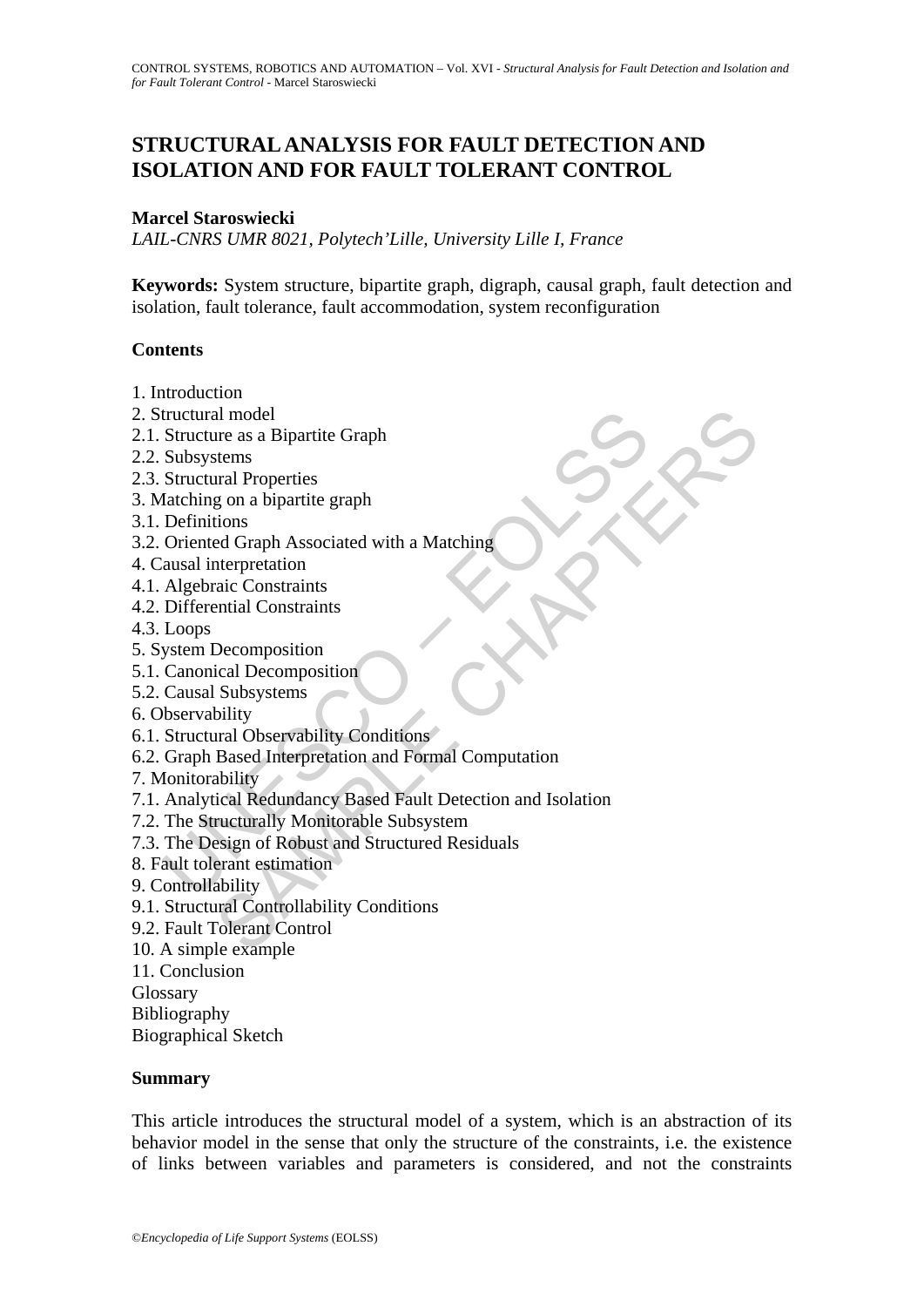# STRUCTURAL ANALYSIS FOR FAULT DETECTION AND ISOLATION AND FOR FAULT TOLERANT CONTROL

**Marcel Staroswiecki**

*LAIL-CNRS UMR 8021, Polytech'Lille, University Lille I, France*

**Keywords:** System structure, bipartite graph, digraph, causal graph, fault detection and isolation, fault tolerance, fault accommodation, system reconfiguration

## Contents

1. Introduction
2. Structural model
2.1. Structure as a Bipartite Graph
2.2. Subsystems
2.3. Structural Properties
3. Matching on a bipartite graph
3.1. Definitions
3.2. Oriented Graph Associated with a Matching
4. Causal interpretation
4.1. Algebraic Constraints
4.2. Differential Constraints
4.3. Loops
5. System Decomposition
5.1. Canonical Decomposition
5.2. Causal Subsystems
6. Observability
6.1. Structural Observability Conditions
6.2. Graph Based Interpretation and Formal Computation
7. Monitorability
7.1. Analytical Redundancy Based Fault Detection and Isolation
7.2. The Structurally Monitorable Subsystem
7.3. The Design of Robust and Structured Residuals
8. Fault tolerant estimation
9. Controllability
9.1. Structural Controllability Conditions
9.2. Fault Tolerant Control
10. A simple example
11. Conclusion

Glossary
Bibliography
Biographical Sketch

## Summary

This article introduces the structural model of a system, which is an abstraction of its behavior model in the sense that only the structure of the constraints, i.e. the existence of links between variables and parameters is considered, and not the constraints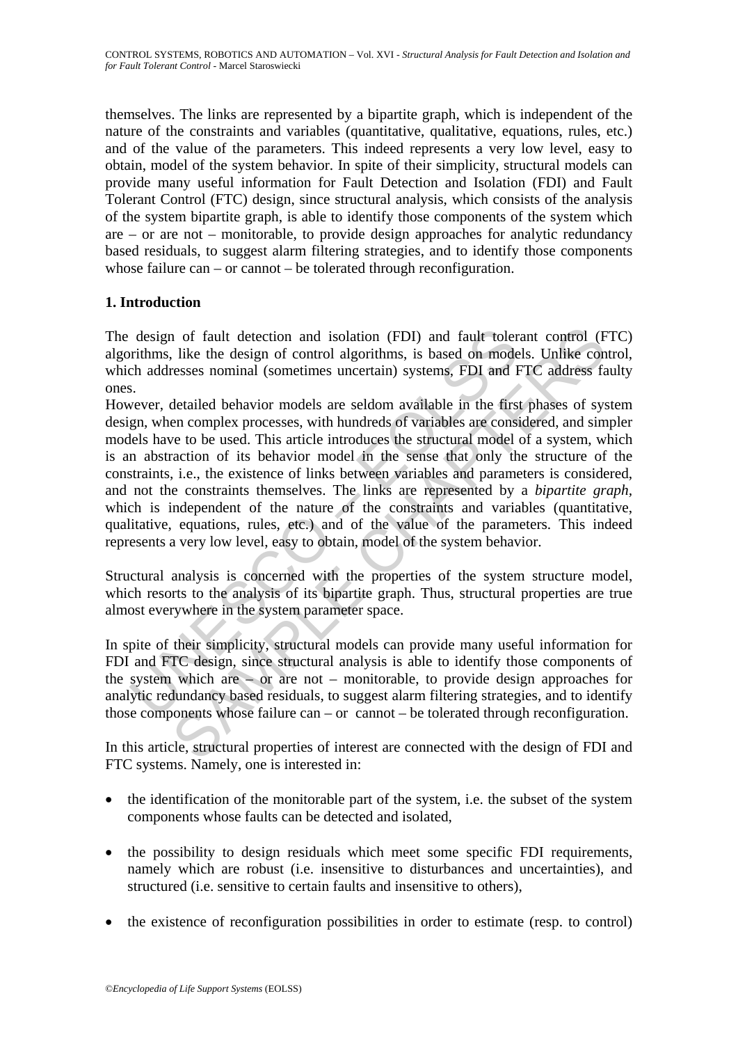themselves. The links are represented by a bipartite graph, which is independent of the nature of the constraints and variables (quantitative, qualitative, equations, rules, etc.) and of the value of the parameters. This indeed represents a very low level, easy to obtain, model of the system behavior. In spite of their simplicity, structural models can provide many useful information for Fault Detection and Isolation (FDI) and Fault Tolerant Control (FTC) design, since structural analysis, which consists of the analysis of the system bipartite graph, is able to identify those components of the system which are – or are not – monitorable, to provide design approaches for analytic redundancy based residuals, to suggest alarm filtering strategies, and to identify those components whose failure can – or cannot – be tolerated through reconfiguration.

## 1. Introduction

The design of fault detection and isolation (FDI) and fault tolerant control (FTC) algorithms, like the design of control algorithms, is based on models. Unlike control, which addresses nominal (sometimes uncertain) systems, FDI and FTC address faulty ones.

However, detailed behavior models are seldom available in the first phases of system design, when complex processes, with hundreds of variables are considered, and simpler models have to be used. This article introduces the structural model of a system, which is an abstraction of its behavior model in the sense that only the structure of the constraints, i.e., the existence of links between variables and parameters is considered, and not the constraints themselves. The links are represented by a *bipartite graph*, which is independent of the nature of the constraints and variables (quantitative, qualitative, equations, rules, etc.) and of the value of the parameters. This indeed represents a very low level, easy to obtain, model of the system behavior.

Structural analysis is concerned with the properties of the system structure model, which resorts to the analysis of its bipartite graph. Thus, structural properties are true almost everywhere in the system parameter space.

In spite of their simplicity, structural models can provide many useful information for FDI and FTC design, since structural analysis is able to identify those components of the system which are – or are not – monitorable, to provide design approaches for analytic redundancy based residuals, to suggest alarm filtering strategies, and to identify those components whose failure can – or cannot – be tolerated through reconfiguration.

In this article, structural properties of interest are connected with the design of FDI and FTC systems. Namely, one is interested in:

- the identification of the monitorable part of the system, i.e. the subset of the system components whose faults can be detected and isolated,
- the possibility to design residuals which meet some specific FDI requirements, namely which are robust (i.e. insensitive to disturbances and uncertainties), and structured (i.e. sensitive to certain faults and insensitive to others),
- the existence of reconfiguration possibilities in order to estimate (resp. to control)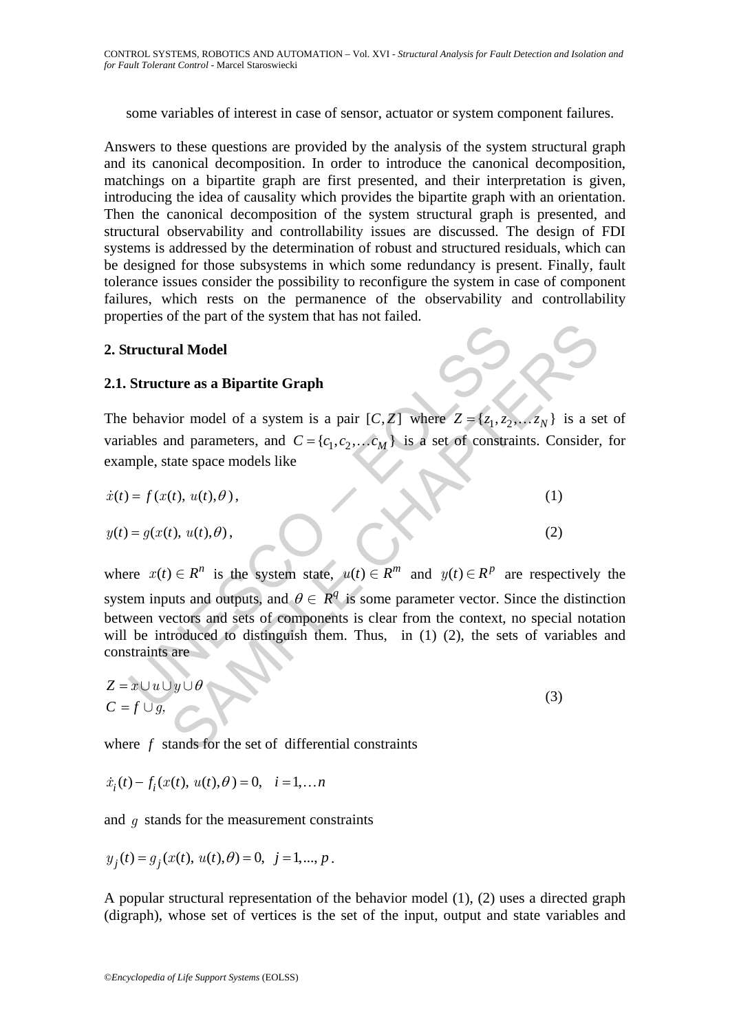some variables of interest in case of sensor, actuator or system component failures.

Answers to these questions are provided by the analysis of the system structural graph and its canonical decomposition. In order to introduce the canonical decomposition, matchings on a bipartite graph are first presented, and their interpretation is given, introducing the idea of causality which provides the bipartite graph with an orientation. Then the canonical decomposition of the system structural graph is presented, and structural observability and controllability issues are discussed. The design of FDI systems is addressed by the determination of robust and structured residuals, which can be designed for those subsystems in which some redundancy is present. Finally, fault tolerance issues consider the possibility to reconfigure the system in case of component failures, which rests on the permanence of the observability and controllability properties of the part of the system that has not failed.

## 2. Structural Model

### 2.1. Structure as a Bipartite Graph

The behavior model of a system is a pair $[C, Z]$ where $Z = \{z_1, z_2, \ldots z_N\}$ is a set of variables and parameters, and $C = \{c_1, c_2, \ldots c_M\}$ is a set of constraints. Consider, for example, state space models like

$$\dot{x}(t) = f(x(t),\ u(t), \theta), \tag{1}$$

$$y(t) = g(x(t),\ u(t), \theta), \tag{2}$$

where $x(t) \in R^n$ is the system state, $u(t) \in R^m$ and $y(t) \in R^p$ are respectively the system inputs and outputs, and $\theta \in R^q$ is some parameter vector. Since the distinction between vectors and sets of components is clear from the context, no special notation will be introduced to distinguish them. Thus, in (1) (2), the sets of variables and constraints are

$$\begin{aligned} Z &= x \cup u \cup y \cup \theta \\ C &= f \cup g, \end{aligned} \tag{3}$$

where $f$ stands for the set of differential constraints

$$\dot{x}_i(t) - f_i(x(t),\ u(t), \theta) = 0, \quad i = 1, \ldots n$$

and $g$ stands for the measurement constraints

$$y_j(t) = g_j(x(t),\ u(t), \theta) = 0, \quad j = 1, \ldots, p.$$

A popular structural representation of the behavior model (1), (2) uses a directed graph (digraph), whose set of vertices is the set of the input, output and state variables and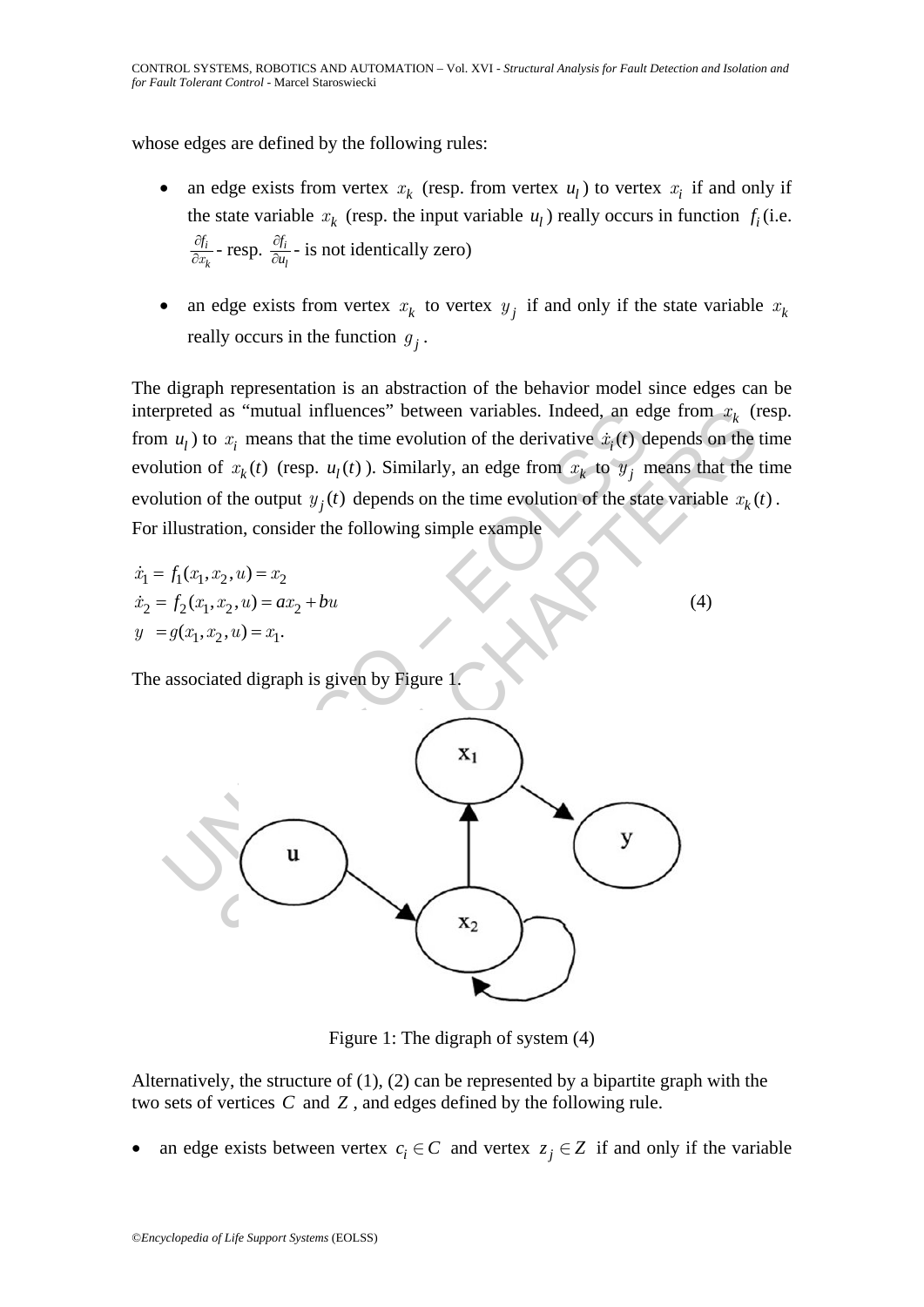whose edges are defined by the following rules:

- an edge exists from vertex $x_k$ (resp. from vertex $u_l$) to vertex $x_i$ if and only if the state variable $x_k$ (resp. the input variable $u_l$) really occurs in function $f_i$ (i.e. $\frac{\partial f_i}{\partial x_k}$ - resp. $\frac{\partial f_i}{\partial u_l}$ - is not identically zero)

- an edge exists from vertex $x_k$ to vertex $y_j$ if and only if the state variable $x_k$ really occurs in the function $g_j$.

The digraph representation is an abstraction of the behavior model since edges can be interpreted as "mutual influences" between variables. Indeed, an edge from $x_k$ (resp. from $u_l$) to $x_i$ means that the time evolution of the derivative $\dot{x}_i(t)$ depends on the time evolution of $x_k(t)$ (resp. $u_l(t)$). Similarly, an edge from $x_k$ to $y_j$ means that the time evolution of the output $y_j(t)$ depends on the time evolution of the state variable $x_k(t)$. For illustration, consider the following simple example

$$
\begin{aligned}
\dot{x}_1 &= f_1(x_1, x_2, u) = x_2 \\
\dot{x}_2 &= f_2(x_1, x_2, u) = ax_2 + bu \\
y &= g(x_1, x_2, u) = x_1.
\end{aligned}
\tag{4}
$$

The associated digraph is given by Figure 1.

Figure 1: The digraph of system (4)

Alternatively, the structure of (1), (2) can be represented by a bipartite graph with the two sets of vertices $C$ and $Z$, and edges defined by the following rule.

- an edge exists between vertex $c_i \in C$ and vertex $z_j \in Z$ if and only if the variable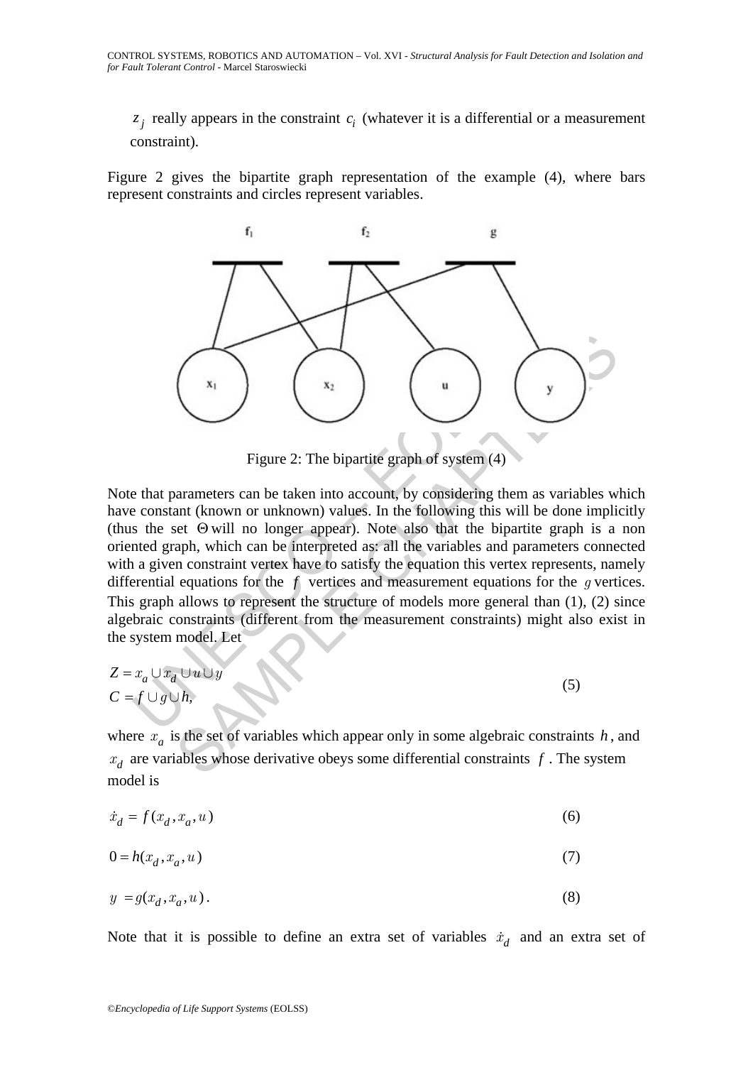$z_j$ really appears in the constraint $c_i$ (whatever it is a differential or a measurement constraint).

Figure 2 gives the bipartite graph representation of the example (4), where bars represent constraints and circles represent variables.

Figure 2: The bipartite graph of system (4)

Note that parameters can be taken into account, by considering them as variables which have constant (known or unknown) values. In the following this will be done implicitly (thus the set $\Theta$ will no longer appear). Note also that the bipartite graph is a non oriented graph, which can be interpreted as: all the variables and parameters connected with a given constraint vertex have to satisfy the equation this vertex represents, namely differential equations for the $f$ vertices and measurement equations for the $g$ vertices. This graph allows to represent the structure of models more general than (1), (2) since algebraic constraints (different from the measurement constraints) might also exist in the system model. Let

$$
\begin{aligned}
Z &= x_a \cup x_d \cup u \cup y \\
C &= f \cup g \cup h,
\end{aligned}
\tag{5}
$$

where $x_a$ is the set of variables which appear only in some algebraic constraints $h$, and $x_d$ are variables whose derivative obeys some differential constraints $f$. The system model is

$$\dot{x}_d = f(x_d, x_a, u) \tag{6}$$

$$0 = h(x_d, x_a, u) \tag{7}$$

$$y = g(x_d, x_a, u). \tag{8}$$

Note that it is possible to define an extra set of variables $\dot{x}_d$ and an extra set of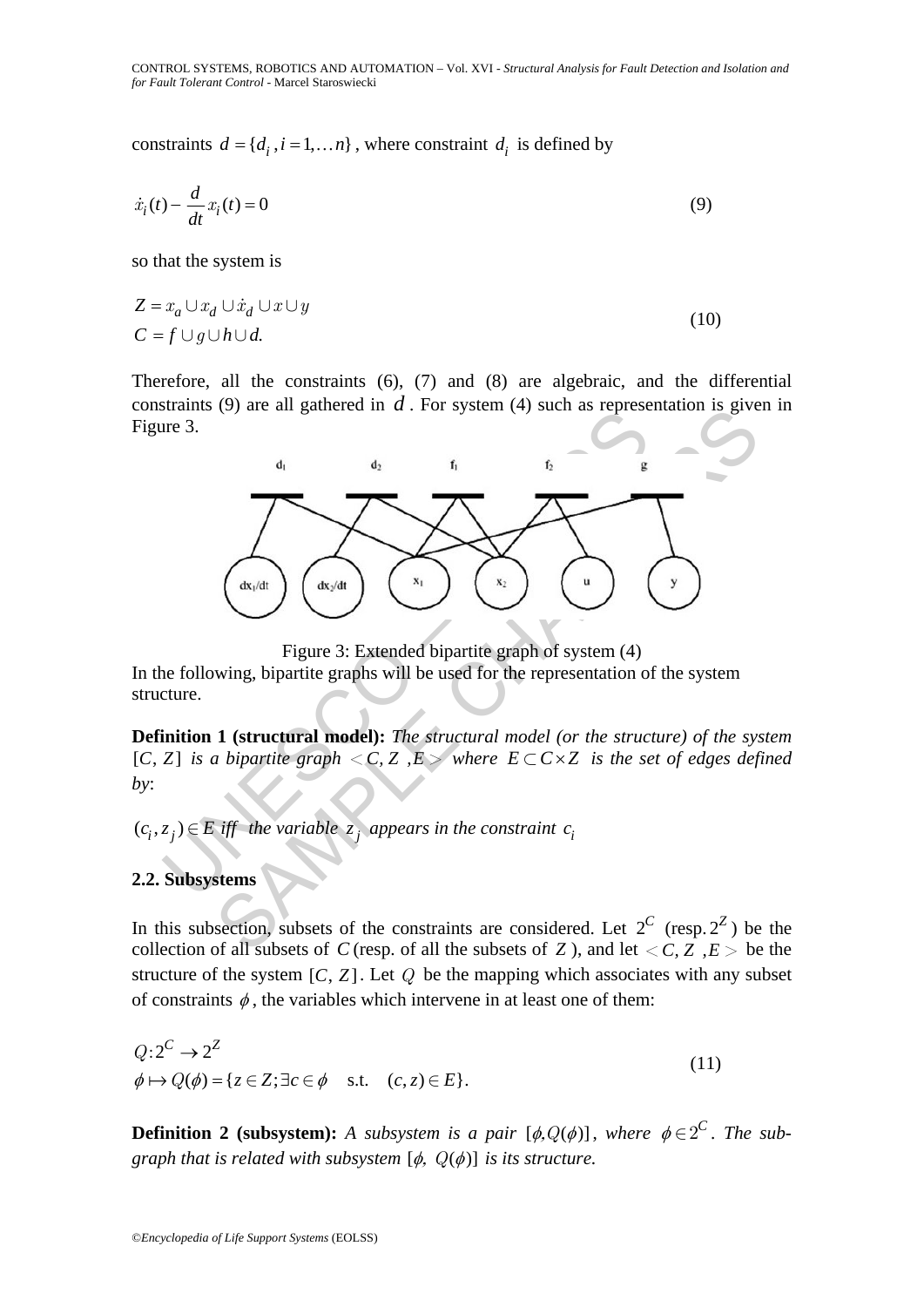constraints $d = \{d_i, i = 1, \ldots n\}$, where constraint $d_i$ is defined by

$$\dot{x}_i(t) - \frac{d}{dt} x_i(t) = 0 \tag{9}$$

so that the system is

$$\begin{aligned} Z &= x_a \cup x_d \cup \dot{x}_d \cup x \cup y \\ C &= f \cup g \cup h \cup d. \end{aligned} \tag{10}$$

Therefore, all the constraints (6), (7) and (8) are algebraic, and the differential constraints (9) are all gathered in $d$. For system (4) such as representation is given in Figure 3.

Figure 3: Extended bipartite graph of system (4)

In the following, bipartite graphs will be used for the representation of the system structure.

**Definition 1 (structural model):** *The structural model (or the structure) of the system* $[C, Z]$ *is a bipartite graph* $< C, Z, E >$ *where* $E \subset C \times Z$ *is the set of edges defined by*:

$(c_i, z_j) \in E$ *iff the variable* $z_j$ *appears in the constraint* $c_i$

## 2.2. Subsystems

In this subsection, subsets of the constraints are considered. Let $2^C$ (resp. $2^Z$) be the collection of all subsets of $C$ (resp. of all the subsets of $Z$), and let $< C, Z, E >$ be the structure of the system $[C, Z]$. Let $Q$ be the mapping which associates with any subset of constraints $\phi$, the variables which intervene in at least one of them:

$$\begin{aligned} &Q : 2^C \to 2^Z \\ &\phi \mapsto Q(\phi) = \{z \in Z; \exists c \in \phi \quad \text{s.t.} \quad (c, z) \in E\}. \end{aligned} \tag{11}$$

**Definition 2 (subsystem):** *A subsystem is a pair* $[\phi, Q(\phi)]$, *where* $\phi \in 2^C$. *The sub-graph that is related with subsystem* $[\phi, Q(\phi)]$ *is its structure.*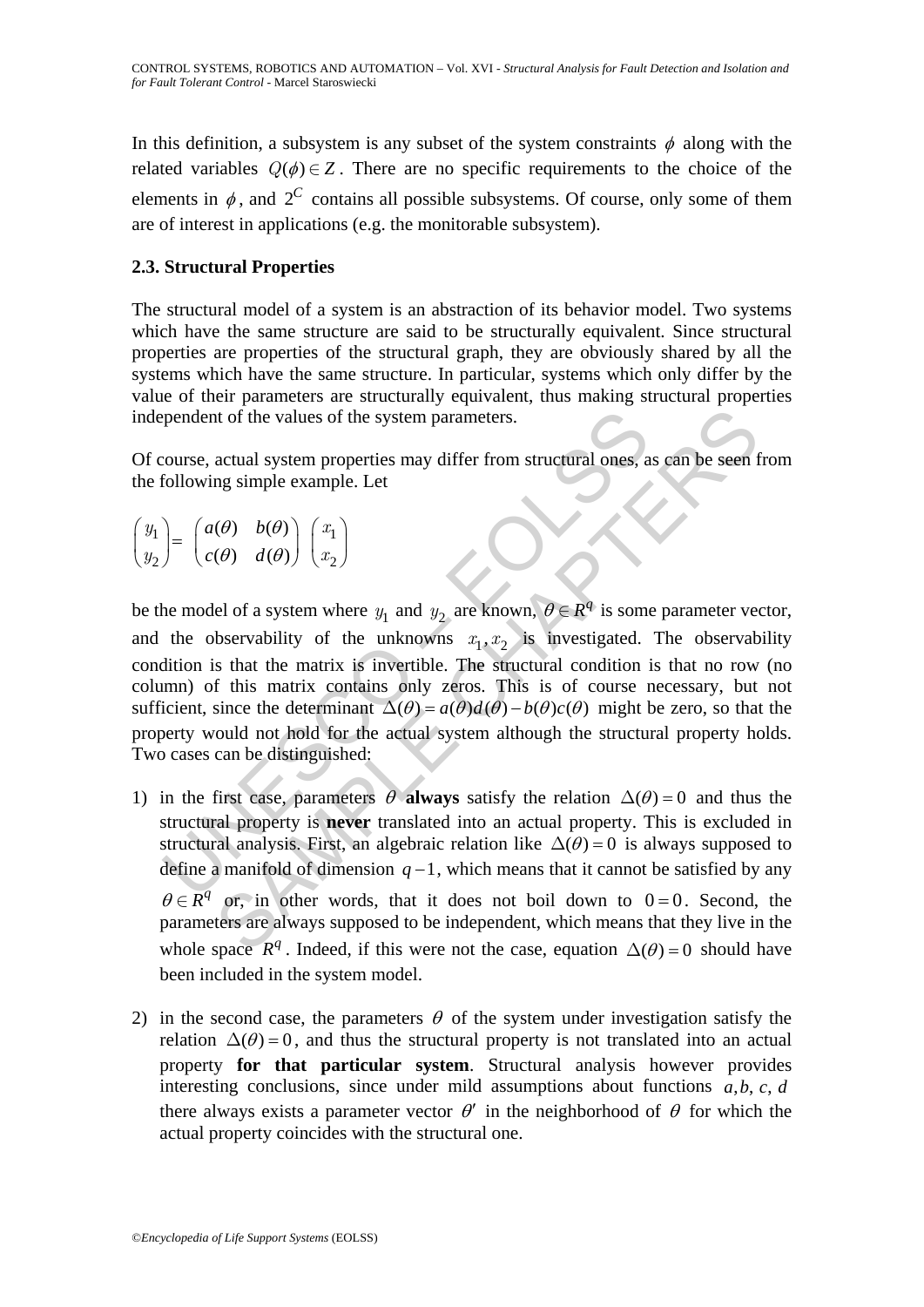In this definition, a subsystem is any subset of the system constraints $\phi$ along with the related variables $Q(\phi) \in Z$. There are no specific requirements to the choice of the elements in $\phi$, and $2^C$ contains all possible subsystems. Of course, only some of them are of interest in applications (e.g. the monitorable subsystem).

### 2.3. Structural Properties

The structural model of a system is an abstraction of its behavior model. Two systems which have the same structure are said to be structurally equivalent. Since structural properties are properties of the structural graph, they are obviously shared by all the systems which have the same structure. In particular, systems which only differ by the value of their parameters are structurally equivalent, thus making structural properties independent of the values of the system parameters.

Of course, actual system properties may differ from structural ones, as can be seen from the following simple example. Let

$$\begin{pmatrix} y_1 \\ y_2 \end{pmatrix} = \begin{pmatrix} a(\theta) & b(\theta) \\ c(\theta) & d(\theta) \end{pmatrix} \begin{pmatrix} x_1 \\ x_2 \end{pmatrix}$$

be the model of a system where $y_1$ and $y_2$ are known, $\theta \in R^q$ is some parameter vector, and the observability of the unknowns $x_1, x_2$ is investigated. The observability condition is that the matrix is invertible. The structural condition is that no row (no column) of this matrix contains only zeros. This is of course necessary, but not sufficient, since the determinant $\Delta(\theta) = a(\theta)d(\theta) - b(\theta)c(\theta)$ might be zero, so that the property would not hold for the actual system although the structural property holds. Two cases can be distinguished:

1) in the first case, parameters $\theta$ **always** satisfy the relation $\Delta(\theta) = 0$ and thus the structural property is **never** translated into an actual property. This is excluded in structural analysis. First, an algebraic relation like $\Delta(\theta) = 0$ is always supposed to define a manifold of dimension $q-1$, which means that it cannot be satisfied by any $\theta \in R^q$ or, in other words, that it does not boil down to $0 = 0$. Second, the parameters are always supposed to be independent, which means that they live in the whole space $R^q$. Indeed, if this were not the case, equation $\Delta(\theta) = 0$ should have been included in the system model.

2) in the second case, the parameters $\theta$ of the system under investigation satisfy the relation $\Delta(\theta) = 0$, and thus the structural property is not translated into an actual property **for that particular system**. Structural analysis however provides interesting conclusions, since under mild assumptions about functions $a, b, c, d$ there always exists a parameter vector $\theta'$ in the neighborhood of $\theta$ for which the actual property coincides with the structural one.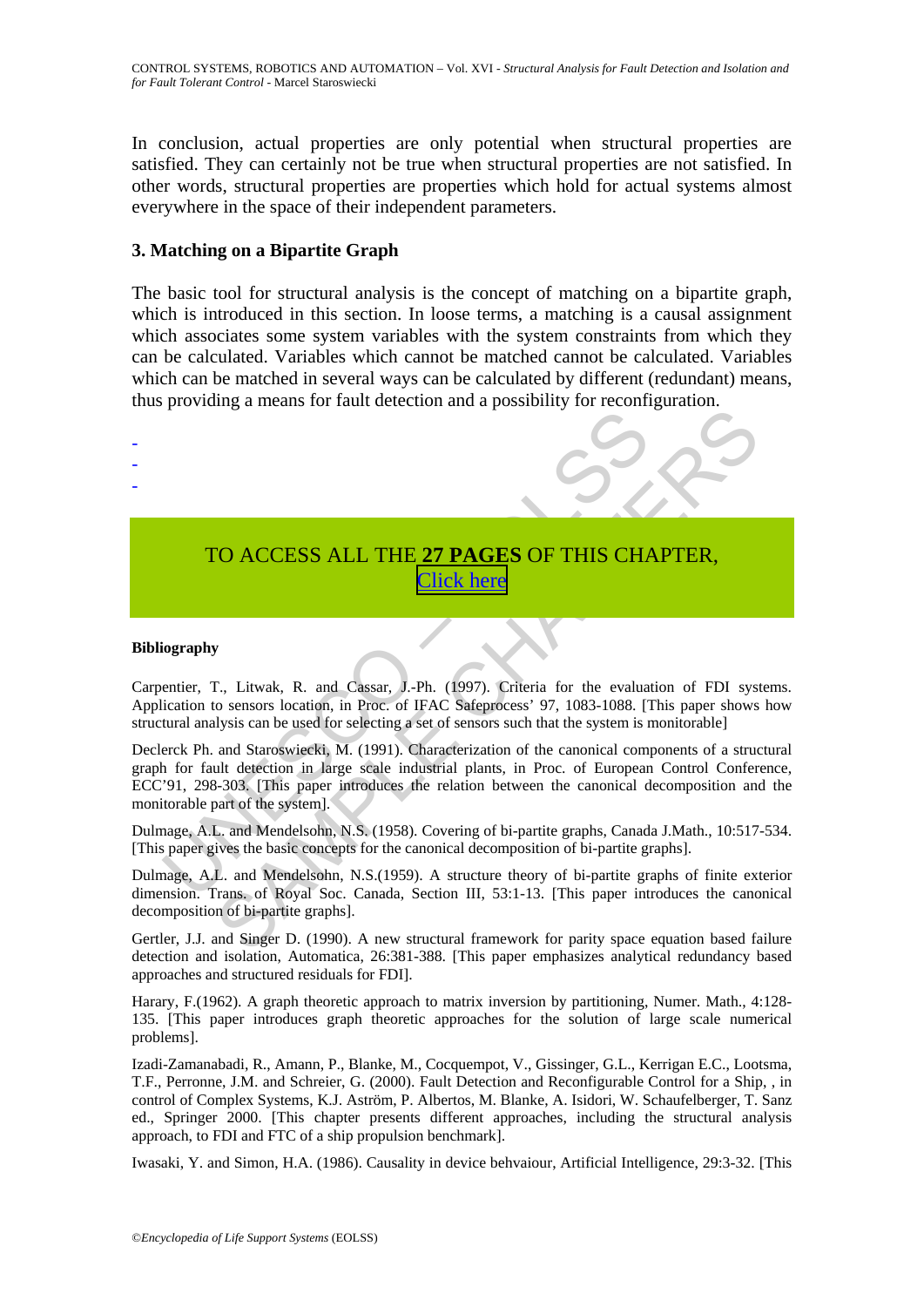In conclusion, actual properties are only potential when structural properties are satisfied. They can certainly not be true when structural properties are not satisfied. In other words, structural properties are properties which hold for actual systems almost everywhere in the space of their independent parameters.

### 3. Matching on a Bipartite Graph

The basic tool for structural analysis is the concept of matching on a bipartite graph, which is introduced in this section. In loose terms, a matching is a causal assignment which associates some system variables with the system constraints from which they can be calculated. Variables which cannot be matched cannot be calculated. Variables which can be matched in several ways can be calculated by different (redundant) means, thus providing a means for fault detection and a possibility for reconfiguration.

-
-
-

TO ACCESS ALL THE **27 PAGES** OF THIS CHAPTER,
Click here

#### Bibliography

Carpentier, T., Litwak, R. and Cassar, J.-Ph. (1997). Criteria for the evaluation of FDI systems. Application to sensors location, in Proc. of IFAC Safeprocess' 97, 1083-1088. [This paper shows how structural analysis can be used for selecting a set of sensors such that the system is monitorable]

Declerck Ph. and Staroswiecki, M. (1991). Characterization of the canonical components of a structural graph for fault detection in large scale industrial plants, in Proc. of European Control Conference, ECC'91, 298-303. [This paper introduces the relation between the canonical decomposition and the monitorable part of the system].

Dulmage, A.L. and Mendelsohn, N.S. (1958). Covering of bi-partite graphs, Canada J.Math., 10:517-534. [This paper gives the basic concepts for the canonical decomposition of bi-partite graphs].

Dulmage, A.L. and Mendelsohn, N.S.(1959). A structure theory of bi-partite graphs of finite exterior dimension. Trans. of Royal Soc. Canada, Section III, 53:1-13. [This paper introduces the canonical decomposition of bi-partite graphs].

Gertler, J.J. and Singer D. (1990). A new structural framework for parity space equation based failure detection and isolation, Automatica, 26:381-388. [This paper emphasizes analytical redundancy based approaches and structured residuals for FDI].

Harary, F.(1962). A graph theoretic approach to matrix inversion by partitioning, Numer. Math., 4:128-135. [This paper introduces graph theoretic approaches for the solution of large scale numerical problems].

Izadi-Zamanabadi, R., Amann, P., Blanke, M., Cocquempot, V., Gissinger, G.L., Kerrigan E.C., Lootsma, T.F., Perronne, J.M. and Schreier, G. (2000). Fault Detection and Reconfigurable Control for a Ship, , in control of Complex Systems, K.J. Aström, P. Albertos, M. Blanke, A. Isidori, W. Schaufelberger, T. Sanz ed., Springer 2000. [This chapter presents different approaches, including the structural analysis approach, to FDI and FTC of a ship propulsion benchmark].

Iwasaki, Y. and Simon, H.A. (1986). Causality in device behvaiour, Artificial Intelligence, 29:3-32. [This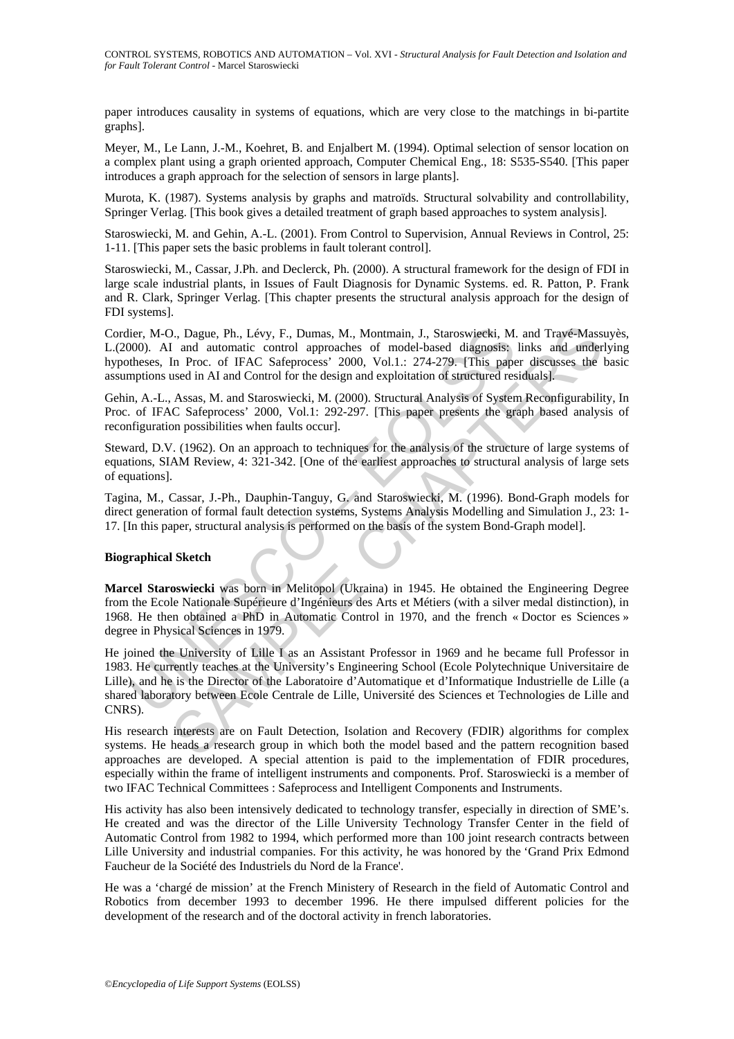paper introduces causality in systems of equations, which are very close to the matchings in bi-partite graphs].

Meyer, M., Le Lann, J.-M., Koehret, B. and Enjalbert M. (1994). Optimal selection of sensor location on a complex plant using a graph oriented approach, Computer Chemical Eng., 18: S535-S540. [This paper introduces a graph approach for the selection of sensors in large plants].

Murota, K. (1987). Systems analysis by graphs and matroïds. Structural solvability and controllability, Springer Verlag. [This book gives a detailed treatment of graph based approaches to system analysis].

Staroswiecki, M. and Gehin, A.-L. (2001). From Control to Supervision, Annual Reviews in Control, 25: 1-11. [This paper sets the basic problems in fault tolerant control].

Staroswiecki, M., Cassar, J.Ph. and Declerck, Ph. (2000). A structural framework for the design of FDI in large scale industrial plants, in Issues of Fault Diagnosis for Dynamic Systems. ed. R. Patton, P. Frank and R. Clark, Springer Verlag. [This chapter presents the structural analysis approach for the design of FDI systems].

Cordier, M-O., Dague, Ph., Lévy, F., Dumas, M., Montmain, J., Staroswiecki, M. and Travé-Massuyès, L.(2000). AI and automatic control approaches of model-based diagnosis: links and underlying hypotheses, In Proc. of IFAC Safeprocess' 2000, Vol.1.: 274-279. [This paper discusses the basic assumptions used in AI and Control for the design and exploitation of structured residuals].

Gehin, A.-L., Assas, M. and Staroswiecki, M. (2000). Structural Analysis of System Reconfigurability, In Proc. of IFAC Safeprocess' 2000, Vol.1: 292-297. [This paper presents the graph based analysis of reconfiguration possibilities when faults occur].

Steward, D.V. (1962). On an approach to techniques for the analysis of the structure of large systems of equations, SIAM Review, 4: 321-342. [One of the earliest approaches to structural analysis of large sets of equations].

Tagina, M., Cassar, J.-Ph., Dauphin-Tanguy, G. and Staroswiecki, M. (1996). Bond-Graph models for direct generation of formal fault detection systems, Systems Analysis Modelling and Simulation J., 23: 1-17. [In this paper, structural analysis is performed on the basis of the system Bond-Graph model].

**Biographical Sketch**

**Marcel Staroswiecki** was born in Melitopol (Ukraina) in 1945. He obtained the Engineering Degree from the Ecole Nationale Supérieure d'Ingénieurs des Arts et Métiers (with a silver medal distinction), in 1968. He then obtained a PhD in Automatic Control in 1970, and the french « Doctor es Sciences » degree in Physical Sciences in 1979.

He joined the University of Lille I as an Assistant Professor in 1969 and he became full Professor in 1983. He currently teaches at the University's Engineering School (Ecole Polytechnique Universitaire de Lille), and he is the Director of the Laboratoire d'Automatique et d'Informatique Industrielle de Lille (a shared laboratory between Ecole Centrale de Lille, Université des Sciences et Technologies de Lille and CNRS).

His research interests are on Fault Detection, Isolation and Recovery (FDIR) algorithms for complex systems. He heads a research group in which both the model based and the pattern recognition based approaches are developed. A special attention is paid to the implementation of FDIR procedures, especially within the frame of intelligent instruments and components. Prof. Staroswiecki is a member of two IFAC Technical Committees : Safeprocess and Intelligent Components and Instruments.

His activity has also been intensively dedicated to technology transfer, especially in direction of SME's. He created and was the director of the Lille University Technology Transfer Center in the field of Automatic Control from 1982 to 1994, which performed more than 100 joint research contracts between Lille University and industrial companies. For this activity, he was honored by the 'Grand Prix Edmond Faucheur de la Société des Industriels du Nord de la France'.

He was a 'chargé de mission' at the French Ministery of Research in the field of Automatic Control and Robotics from december 1993 to december 1996. He there impulsed different policies for the development of the research and of the doctoral activity in french laboratories.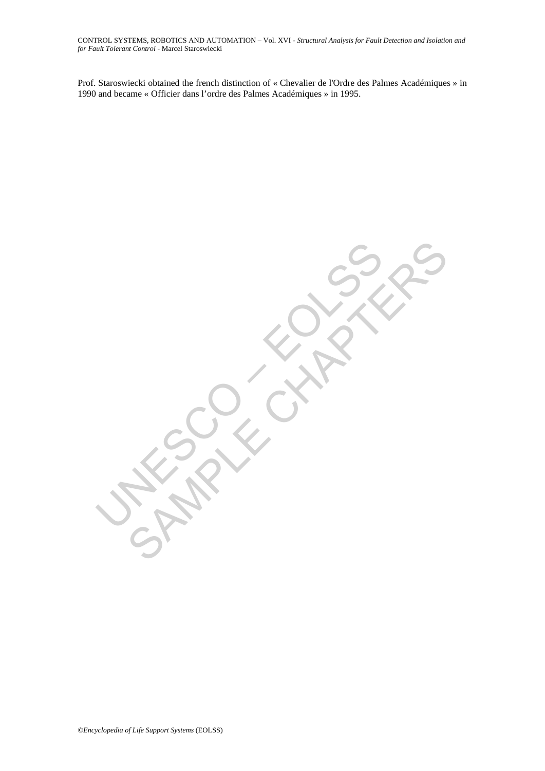Prof. Staroswiecki obtained the french distinction of « Chevalier de l'Ordre des Palmes Académiques » in 1990 and became « Officier dans l'ordre des Palmes Académiques » in 1995.